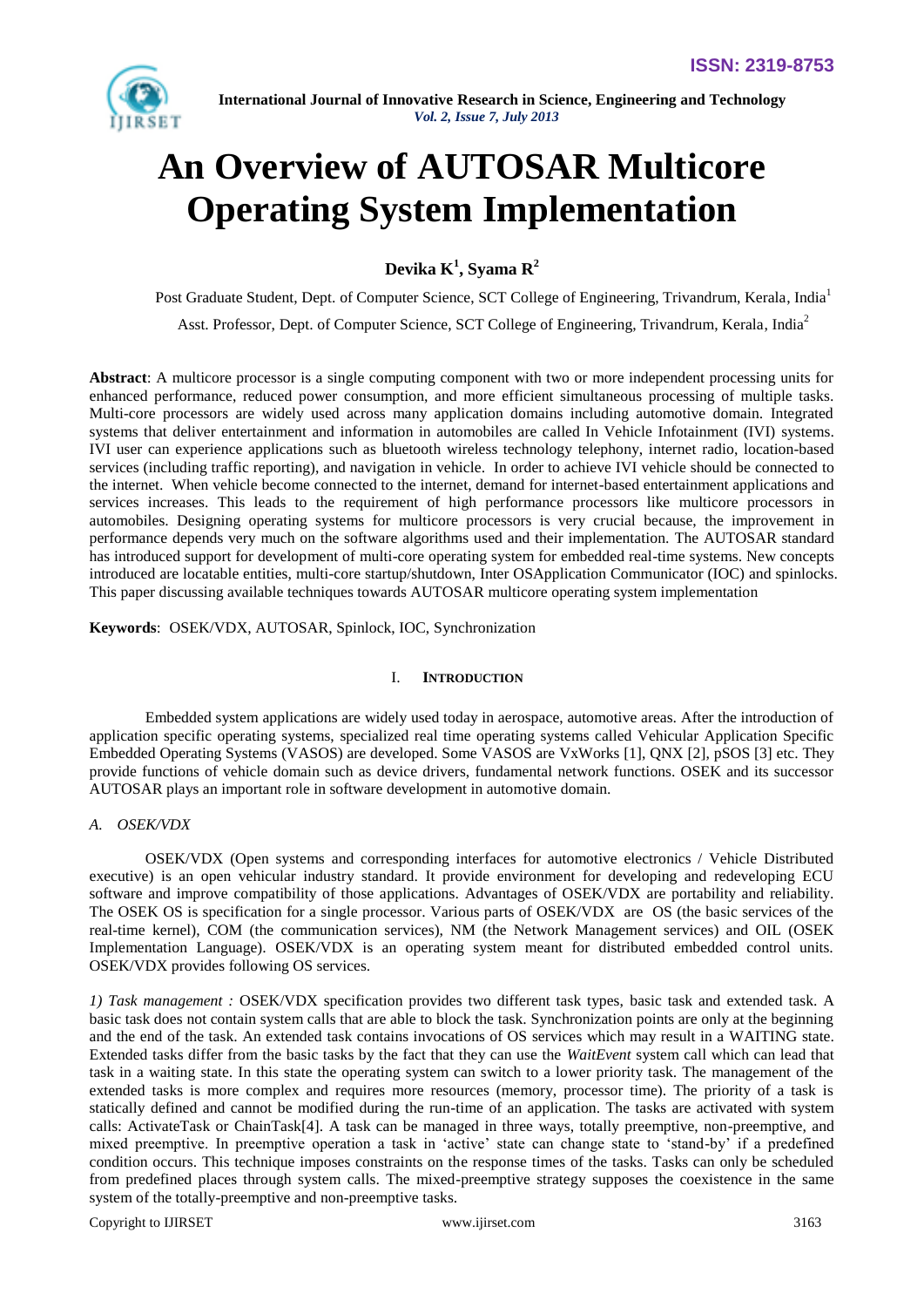# An Overview of AUTOSAR Multicore Operating System Implementation

**Devika K[1], Syama R[2]**

Post Graduate Student, Dept. of Computer Science, SCT College of Engineering, Trivandrum, Kerala, India[1]

Asst. Professor, Dept. of Computer Science, SCT College of Engineering, Trivandrum, Kerala, India[2]

**Abstract**: A multicore processor is a single computing component with two or more independent processing units for enhanced performance, reduced power consumption, and more efficient simultaneous processing of multiple tasks. Multi-core processors are widely used across many application domains including automotive domain. Integrated systems that deliver entertainment and information in automobiles are called In Vehicle Infotainment (IVI) systems. IVI user can experience applications such as bluetooth wireless technology telephony, internet radio, location-based services (including traffic reporting), and navigation in vehicle. In order to achieve IVI vehicle should be connected to the internet. When vehicle become connected to the internet, demand for internet-based entertainment applications and services increases. This leads to the requirement of high performance processors like multicore processors in automobiles. Designing operating systems for multicore processors is very crucial because, the improvement in performance depends very much on the software algorithms used and their implementation. The AUTOSAR standard has introduced support for development of multi-core operating system for embedded real-time systems. New concepts introduced are locatable entities, multi-core startup/shutdown, Inter OSApplication Communicator (IOC) and spinlocks. This paper discussing available techniques towards AUTOSAR multicore operating system implementation

**Keywords**: OSEK/VDX, AUTOSAR, Spinlock, IOC, Synchronization

## I. Introduction

Embedded system applications are widely used today in aerospace, automotive areas. After the introduction of application specific operating systems, specialized real time operating systems called Vehicular Application Specific Embedded Operating Systems (VASOS) are developed. Some VASOS are VxWorks [1], QNX [2], pSOS [3] etc. They provide functions of vehicle domain such as device drivers, fundamental network functions. OSEK and its successor AUTOSAR plays an important role in software development in automotive domain.

### *A. OSEK/VDX*

OSEK/VDX (Open systems and corresponding interfaces for automotive electronics / Vehicle Distributed executive) is an open vehicular industry standard. It provide environment for developing and redeveloping ECU software and improve compatibility of those applications. Advantages of OSEK/VDX are portability and reliability. The OSEK OS is specification for a single processor. Various parts of OSEK/VDX are OS (the basic services of the real-time kernel), COM (the communication services), NM (the Network Management services) and OIL (OSEK Implementation Language). OSEK/VDX is an operating system meant for distributed embedded control units. OSEK/VDX provides following OS services.

*1) Task management :* OSEK/VDX specification provides two different task types, basic task and extended task. A basic task does not contain system calls that are able to block the task. Synchronization points are only at the beginning and the end of the task. An extended task contains invocations of OS services which may result in a WAITING state. Extended tasks differ from the basic tasks by the fact that they can use the *WaitEvent* system call which can lead that task in a waiting state. In this state the operating system can switch to a lower priority task. The management of the extended tasks is more complex and requires more resources (memory, processor time). The priority of a task is statically defined and cannot be modified during the run-time of an application. The tasks are activated with system calls: ActivateTask or ChainTask[4]. A task can be managed in three ways, totally preemptive, non-preemptive, and mixed preemptive. In preemptive operation a task in 'active' state can change state to 'stand-by' if a predefined condition occurs. This technique imposes constraints on the response times of the tasks. Tasks can only be scheduled from predefined places through system calls. The mixed-preemptive strategy supposes the coexistence in the same system of the totally-preemptive and non-preemptive tasks.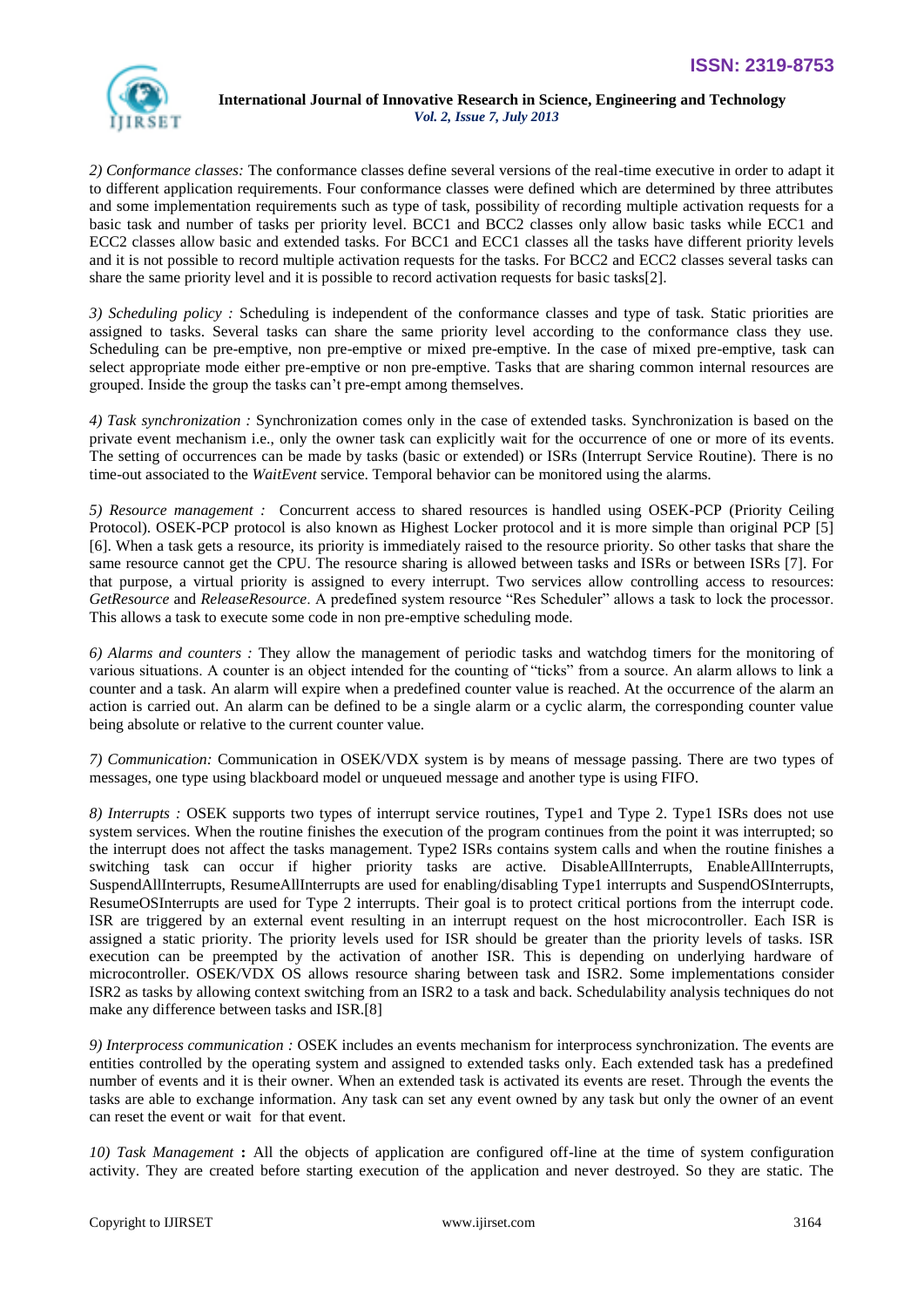*2) Conformance classes:* The conformance classes define several versions of the real-time executive in order to adapt it to different application requirements. Four conformance classes were defined which are determined by three attributes and some implementation requirements such as type of task, possibility of recording multiple activation requests for a basic task and number of tasks per priority level. BCC1 and BCC2 classes only allow basic tasks while ECC1 and ECC2 classes allow basic and extended tasks. For BCC1 and ECC1 classes all the tasks have different priority levels and it is not possible to record multiple activation requests for the tasks. For BCC2 and ECC2 classes several tasks can share the same priority level and it is possible to record activation requests for basic tasks[2].

*3) Scheduling policy :* Scheduling is independent of the conformance classes and type of task. Static priorities are assigned to tasks. Several tasks can share the same priority level according to the conformance class they use. Scheduling can be pre-emptive, non pre-emptive or mixed pre-emptive. In the case of mixed pre-emptive, task can select appropriate mode either pre-emptive or non pre-emptive. Tasks that are sharing common internal resources are grouped. Inside the group the tasks can't pre-empt among themselves.

*4) Task synchronization :* Synchronization comes only in the case of extended tasks. Synchronization is based on the private event mechanism i.e., only the owner task can explicitly wait for the occurrence of one or more of its events. The setting of occurrences can be made by tasks (basic or extended) or ISRs (Interrupt Service Routine). There is no time-out associated to the *WaitEvent* service. Temporal behavior can be monitored using the alarms.

*5) Resource management :* Concurrent access to shared resources is handled using OSEK-PCP (Priority Ceiling Protocol). OSEK-PCP protocol is also known as Highest Locker protocol and it is more simple than original PCP [5] [6]. When a task gets a resource, its priority is immediately raised to the resource priority. So other tasks that share the same resource cannot get the CPU. The resource sharing is allowed between tasks and ISRs or between ISRs [7]. For that purpose, a virtual priority is assigned to every interrupt. Two services allow controlling access to resources: *GetResource* and *ReleaseResource*. A predefined system resource "Res Scheduler" allows a task to lock the processor. This allows a task to execute some code in non pre-emptive scheduling mode.

*6) Alarms and counters :* They allow the management of periodic tasks and watchdog timers for the monitoring of various situations. A counter is an object intended for the counting of "ticks" from a source. An alarm allows to link a counter and a task. An alarm will expire when a predefined counter value is reached. At the occurrence of the alarm an action is carried out. An alarm can be defined to be a single alarm or a cyclic alarm, the corresponding counter value being absolute or relative to the current counter value.

*7) Communication:* Communication in OSEK/VDX system is by means of message passing. There are two types of messages, one type using blackboard model or unqueued message and another type is using FIFO.

*8) Interrupts :* OSEK supports two types of interrupt service routines, Type1 and Type 2. Type1 ISRs does not use system services. When the routine finishes the execution of the program continues from the point it was interrupted; so the interrupt does not affect the tasks management. Type2 ISRs contains system calls and when the routine finishes a switching task can occur if higher priority tasks are active. DisableAllInterrupts, EnableAllInterrupts, SuspendAllInterrupts, ResumeAllInterrupts are used for enabling/disabling Type1 interrupts and SuspendOSInterrupts, ResumeOSInterrupts are used for Type 2 interrupts. Their goal is to protect critical portions from the interrupt code. ISR are triggered by an external event resulting in an interrupt request on the host microcontroller. Each ISR is assigned a static priority. The priority levels used for ISR should be greater than the priority levels of tasks. ISR execution can be preempted by the activation of another ISR. This is depending on underlying hardware of microcontroller. OSEK/VDX OS allows resource sharing between task and ISR2. Some implementations consider ISR2 as tasks by allowing context switching from an ISR2 to a task and back. Schedulability analysis techniques do not make any difference between tasks and ISR.[8]

*9) Interprocess communication :* OSEK includes an events mechanism for interprocess synchronization. The events are entities controlled by the operating system and assigned to extended tasks only. Each extended task has a predefined number of events and it is their owner. When an extended task is activated its events are reset. Through the events the tasks are able to exchange information. Any task can set any event owned by any task but only the owner of an event can reset the event or wait for that event.

*10) Task Management* **:** All the objects of application are configured off-line at the time of system configuration activity. They are created before starting execution of the application and never destroyed. So they are static. The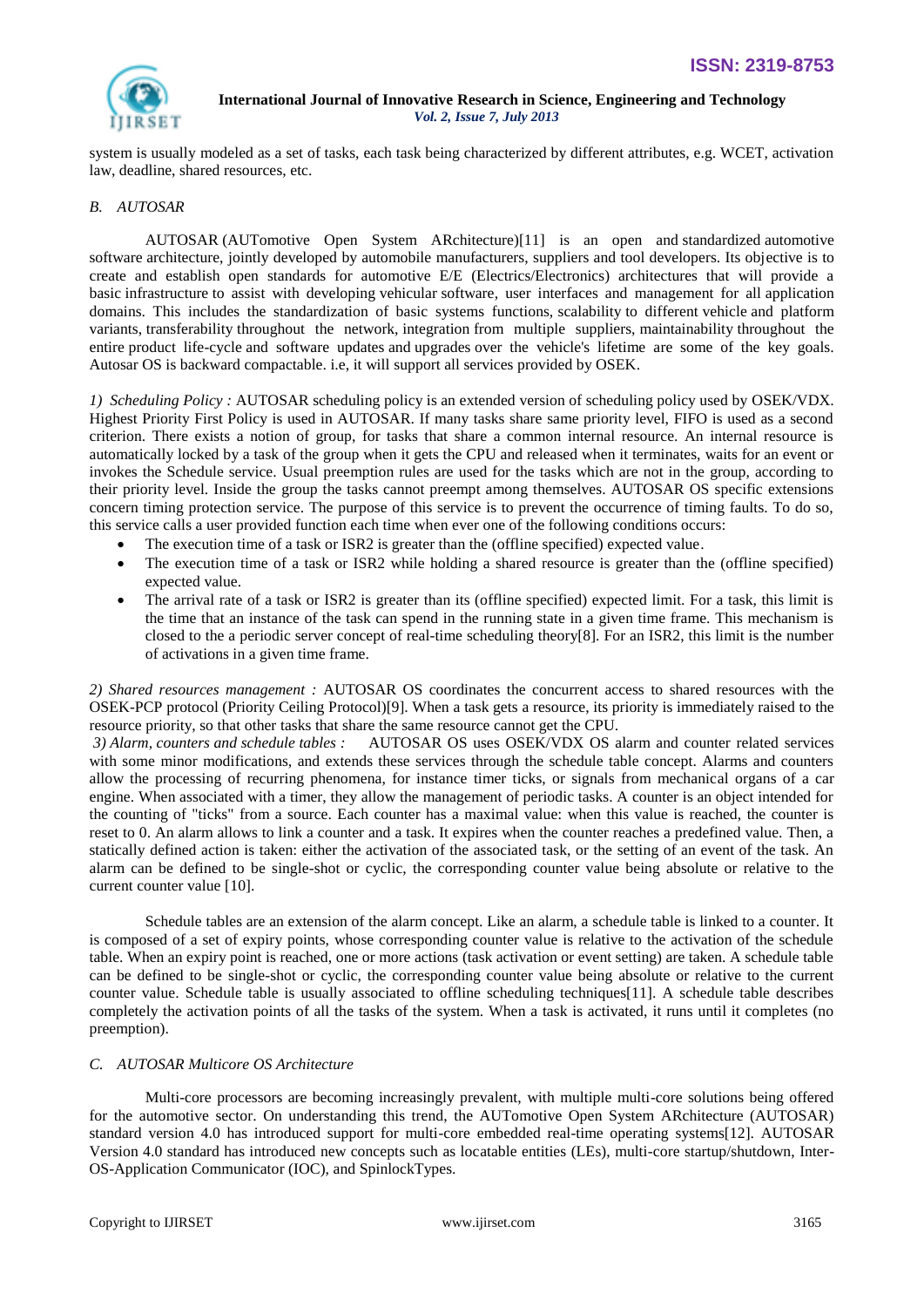system is usually modeled as a set of tasks, each task being characterized by different attributes, e.g. WCET, activation law, deadline, shared resources, etc.

### *B. AUTOSAR*

AUTOSAR (AUTomotive Open System ARchitecture)[11] is an open and standardized automotive software architecture, jointly developed by automobile manufacturers, suppliers and tool developers. Its objective is to create and establish open standards for automotive E/E (Electrics/Electronics) architectures that will provide a basic infrastructure to assist with developing vehicular software, user interfaces and management for all application domains. This includes the standardization of basic systems functions, scalability to different vehicle and platform variants, transferability throughout the network, integration from multiple suppliers, maintainability throughout the entire product life-cycle and software updates and upgrades over the vehicle's lifetime are some of the key goals. Autosar OS is backward compactable. i.e, it will support all services provided by OSEK.

*1) Scheduling Policy :* AUTOSAR scheduling policy is an extended version of scheduling policy used by OSEK/VDX. Highest Priority First Policy is used in AUTOSAR. If many tasks share same priority level, FIFO is used as a second criterion. There exists a notion of group, for tasks that share a common internal resource. An internal resource is automatically locked by a task of the group when it gets the CPU and released when it terminates, waits for an event or invokes the Schedule service. Usual preemption rules are used for the tasks which are not in the group, according to their priority level. Inside the group the tasks cannot preempt among themselves. AUTOSAR OS specific extensions concern timing protection service. The purpose of this service is to prevent the occurrence of timing faults. To do so, this service calls a user provided function each time when ever one of the following conditions occurs:

- The execution time of a task or ISR2 is greater than the (offline specified) expected value.
- The execution time of a task or ISR2 while holding a shared resource is greater than the (offline specified) expected value.
- The arrival rate of a task or ISR2 is greater than its (offline specified) expected limit. For a task, this limit is the time that an instance of the task can spend in the running state in a given time frame. This mechanism is closed to the a periodic server concept of real-time scheduling theory[8]. For an ISR2, this limit is the number of activations in a given time frame.

*2) Shared resources management :* AUTOSAR OS coordinates the concurrent access to shared resources with the OSEK-PCP protocol (Priority Ceiling Protocol)[9]. When a task gets a resource, its priority is immediately raised to the resource priority, so that other tasks that share the same resource cannot get the CPU.

*3) Alarm, counters and schedule tables :* AUTOSAR OS uses OSEK/VDX OS alarm and counter related services with some minor modifications, and extends these services through the schedule table concept. Alarms and counters allow the processing of recurring phenomena, for instance timer ticks, or signals from mechanical organs of a car engine. When associated with a timer, they allow the management of periodic tasks. A counter is an object intended for the counting of "ticks" from a source. Each counter has a maximal value: when this value is reached, the counter is reset to 0. An alarm allows to link a counter and a task. It expires when the counter reaches a predefined value. Then, a statically defined action is taken: either the activation of the associated task, or the setting of an event of the task. An alarm can be defined to be single-shot or cyclic, the corresponding counter value being absolute or relative to the current counter value [10].

Schedule tables are an extension of the alarm concept. Like an alarm, a schedule table is linked to a counter. It is composed of a set of expiry points, whose corresponding counter value is relative to the activation of the schedule table. When an expiry point is reached, one or more actions (task activation or event setting) are taken. A schedule table can be defined to be single-shot or cyclic, the corresponding counter value being absolute or relative to the current counter value. Schedule table is usually associated to offline scheduling techniques[11]. A schedule table describes completely the activation points of all the tasks of the system. When a task is activated, it runs until it completes (no preemption).

### *C. AUTOSAR Multicore OS Architecture*

Multi-core processors are becoming increasingly prevalent, with multiple multi-core solutions being offered for the automotive sector. On understanding this trend, the AUTomotive Open System ARchitecture (AUTOSAR) standard version 4.0 has introduced support for multi-core embedded real-time operating systems[12]. AUTOSAR Version 4.0 standard has introduced new concepts such as locatable entities (LEs), multi-core startup/shutdown, Inter-OS-Application Communicator (IOC), and SpinlockTypes.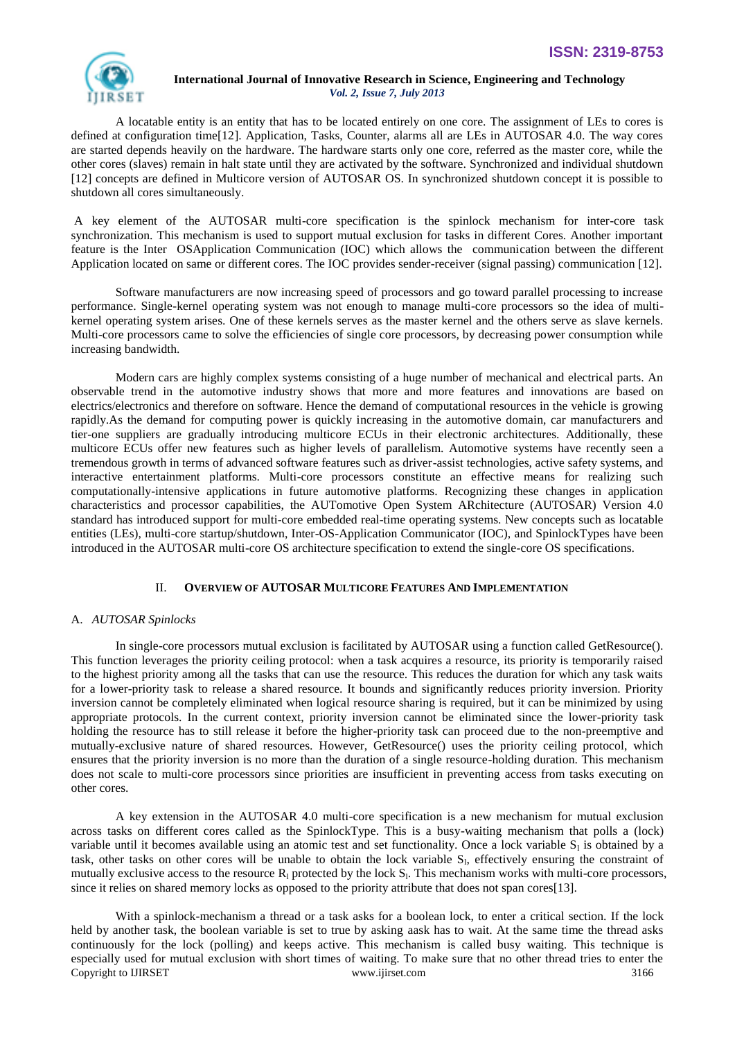A locatable entity is an entity that has to be located entirely on one core. The assignment of LEs to cores is defined at configuration time[12]. Application, Tasks, Counter, alarms all are LEs in AUTOSAR 4.0. The way cores are started depends heavily on the hardware. The hardware starts only one core, referred as the master core, while the other cores (slaves) remain in halt state until they are activated by the software. Synchronized and individual shutdown [12] concepts are defined in Multicore version of AUTOSAR OS. In synchronized shutdown concept it is possible to shutdown all cores simultaneously.

A key element of the AUTOSAR multi-core specification is the spinlock mechanism for inter-core task synchronization. This mechanism is used to support mutual exclusion for tasks in different Cores. Another important feature is the Inter OSApplication Communication (IOC) which allows the communication between the different Application located on same or different cores. The IOC provides sender-receiver (signal passing) communication [12].

Software manufacturers are now increasing speed of processors and go toward parallel processing to increase performance. Single-kernel operating system was not enough to manage multi-core processors so the idea of multi-kernel operating system arises. One of these kernels serves as the master kernel and the others serve as slave kernels. Multi-core processors came to solve the efficiencies of single core processors, by decreasing power consumption while increasing bandwidth.

Modern cars are highly complex systems consisting of a huge number of mechanical and electrical parts. An observable trend in the automotive industry shows that more and more features and innovations are based on electrics/electronics and therefore on software. Hence the demand of computational resources in the vehicle is growing rapidly.As the demand for computing power is quickly increasing in the automotive domain, car manufacturers and tier-one suppliers are gradually introducing multicore ECUs in their electronic architectures. Additionally, these multicore ECUs offer new features such as higher levels of parallelism. Automotive systems have recently seen a tremendous growth in terms of advanced software features such as driver-assist technologies, active safety systems, and interactive entertainment platforms. Multi-core processors constitute an effective means for realizing such computationally-intensive applications in future automotive platforms. Recognizing these changes in application characteristics and processor capabilities, the AUTomotive Open System ARchitecture (AUTOSAR) Version 4.0 standard has introduced support for multi-core embedded real-time operating systems. New concepts such as locatable entities (LEs), multi-core startup/shutdown, Inter-OS-Application Communicator (IOC), and SpinlockTypes have been introduced in the AUTOSAR multi-core OS architecture specification to extend the single-core OS specifications.

## II. Overview of AUTOSAR Multicore Features And Implementation

### A. *AUTOSAR Spinlocks*

In single-core processors mutual exclusion is facilitated by AUTOSAR using a function called GetResource(). This function leverages the priority ceiling protocol: when a task acquires a resource, its priority is temporarily raised to the highest priority among all the tasks that can use the resource. This reduces the duration for which any task waits for a lower-priority task to release a shared resource. It bounds and significantly reduces priority inversion. Priority inversion cannot be completely eliminated when logical resource sharing is required, but it can be minimized by using appropriate protocols. In the current context, priority inversion cannot be eliminated since the lower-priority task holding the resource has to still release it before the higher-priority task can proceed due to the non-preemptive and mutually-exclusive nature of shared resources. However, GetResource() uses the priority ceiling protocol, which ensures that the priority inversion is no more than the duration of a single resource-holding duration. This mechanism does not scale to multi-core processors since priorities are insufficient in preventing access from tasks executing on other cores.

A key extension in the AUTOSAR 4.0 multi-core specification is a new mechanism for mutual exclusion across tasks on different cores called as the SpinlockType. This is a busy-waiting mechanism that polls a (lock) variable until it becomes available using an atomic test and set functionality. Once a lock variable $S_l$ is obtained by a task, other tasks on other cores will be unable to obtain the lock variable $S_l$, effectively ensuring the constraint of mutually exclusive access to the resource $R_l$ protected by the lock $S_l$. This mechanism works with multi-core processors, since it relies on shared memory locks as opposed to the priority attribute that does not span cores[13].

With a spinlock-mechanism a thread or a task asks for a boolean lock, to enter a critical section. If the lock held by another task, the boolean variable is set to true by asking aask has to wait. At the same time the thread asks continuously for the lock (polling) and keeps active. This mechanism is called busy waiting. This technique is especially used for mutual exclusion with short times of waiting. To make sure that no other thread tries to enter the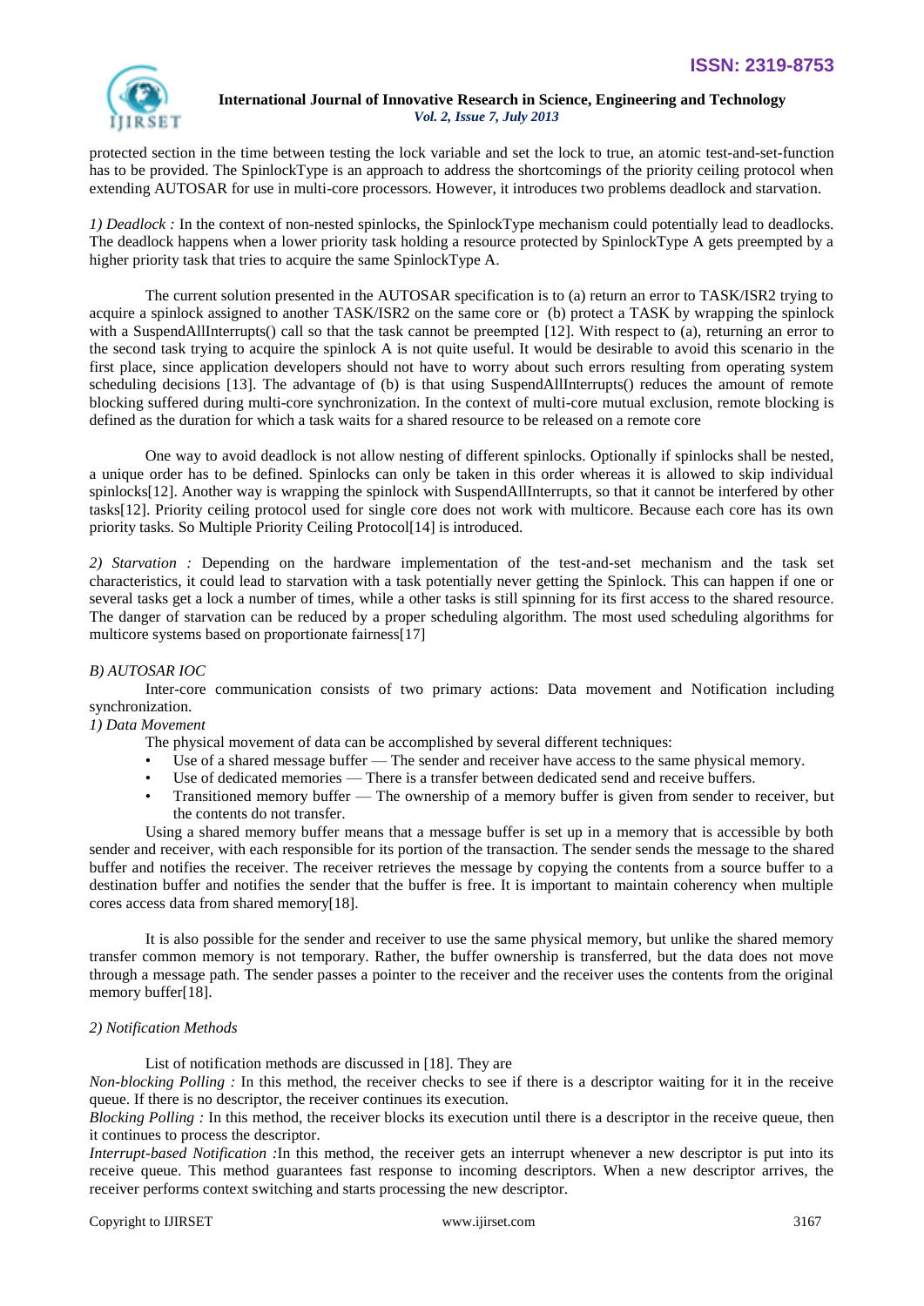protected section in the time between testing the lock variable and set the lock to true, an atomic test-and-set-function has to be provided. The SpinlockType is an approach to address the shortcomings of the priority ceiling protocol when extending AUTOSAR for use in multi-core processors. However, it introduces two problems deadlock and starvation.

*1) Deadlock :* In the context of non-nested spinlocks, the SpinlockType mechanism could potentially lead to deadlocks. The deadlock happens when a lower priority task holding a resource protected by SpinlockType A gets preempted by a higher priority task that tries to acquire the same SpinlockType A.

The current solution presented in the AUTOSAR specification is to (a) return an error to TASK/ISR2 trying to acquire a spinlock assigned to another TASK/ISR2 on the same core or (b) protect a TASK by wrapping the spinlock with a SuspendAllInterrupts() call so that the task cannot be preempted [12]. With respect to (a), returning an error to the second task trying to acquire the spinlock A is not quite useful. It would be desirable to avoid this scenario in the first place, since application developers should not have to worry about such errors resulting from operating system scheduling decisions [13]. The advantage of (b) is that using SuspendAllInterrupts() reduces the amount of remote blocking suffered during multi-core synchronization. In the context of multi-core mutual exclusion, remote blocking is defined as the duration for which a task waits for a shared resource to be released on a remote core

One way to avoid deadlock is not allow nesting of different spinlocks. Optionally if spinlocks shall be nested, a unique order has to be defined. Spinlocks can only be taken in this order whereas it is allowed to skip individual spinlocks[12]. Another way is wrapping the spinlock with SuspendAllInterrupts, so that it cannot be interfered by other tasks[12]. Priority ceiling protocol used for single core does not work with multicore. Because each core has its own priority tasks. So Multiple Priority Ceiling Protocol[14] is introduced.

*2) Starvation :* Depending on the hardware implementation of the test-and-set mechanism and the task set characteristics, it could lead to starvation with a task potentially never getting the Spinlock. This can happen if one or several tasks get a lock a number of times, while a other tasks is still spinning for its first access to the shared resource. The danger of starvation can be reduced by a proper scheduling algorithm. The most used scheduling algorithms for multicore systems based on proportionate fairness[17]

*B) AUTOSAR IOC*

Inter-core communication consists of two primary actions: Data movement and Notification including synchronization.

*1) Data Movement*

The physical movement of data can be accomplished by several different techniques:

- Use of a shared message buffer — The sender and receiver have access to the same physical memory.
- Use of dedicated memories — There is a transfer between dedicated send and receive buffers.
- Transitioned memory buffer — The ownership of a memory buffer is given from sender to receiver, but the contents do not transfer.

Using a shared memory buffer means that a message buffer is set up in a memory that is accessible by both sender and receiver, with each responsible for its portion of the transaction. The sender sends the message to the shared buffer and notifies the receiver. The receiver retrieves the message by copying the contents from a source buffer to a destination buffer and notifies the sender that the buffer is free. It is important to maintain coherency when multiple cores access data from shared memory[18].

It is also possible for the sender and receiver to use the same physical memory, but unlike the shared memory transfer common memory is not temporary. Rather, the buffer ownership is transferred, but the data does not move through a message path. The sender passes a pointer to the receiver and the receiver uses the contents from the original memory buffer[18].

*2) Notification Methods*

List of notification methods are discussed in [18]. They are

*Non-blocking Polling :* In this method, the receiver checks to see if there is a descriptor waiting for it in the receive queue. If there is no descriptor, the receiver continues its execution.

*Blocking Polling :* In this method, the receiver blocks its execution until there is a descriptor in the receive queue, then it continues to process the descriptor.

*Interrupt-based Notification :*In this method, the receiver gets an interrupt whenever a new descriptor is put into its receive queue. This method guarantees fast response to incoming descriptors. When a new descriptor arrives, the receiver performs context switching and starts processing the new descriptor.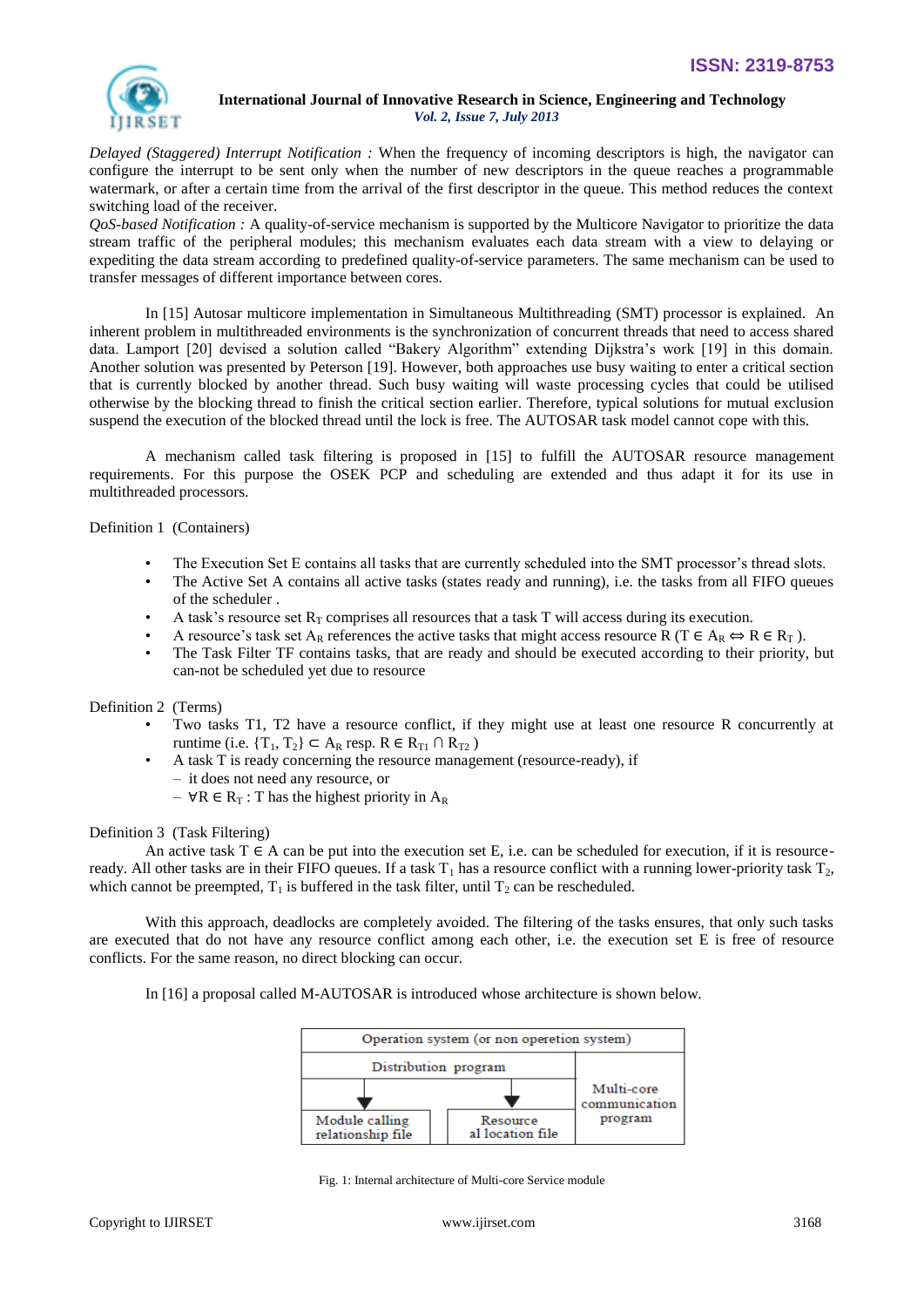*Delayed (Staggered) Interrupt Notification :* When the frequency of incoming descriptors is high, the navigator can configure the interrupt to be sent only when the number of new descriptors in the queue reaches a programmable watermark, or after a certain time from the arrival of the first descriptor in the queue. This method reduces the context switching load of the receiver.

*QoS-based Notification :* A quality-of-service mechanism is supported by the Multicore Navigator to prioritize the data stream traffic of the peripheral modules; this mechanism evaluates each data stream with a view to delaying or expediting the data stream according to predefined quality-of-service parameters. The same mechanism can be used to transfer messages of different importance between cores.

In [15] Autosar multicore implementation in Simultaneous Multithreading (SMT) processor is explained. An inherent problem in multithreaded environments is the synchronization of concurrent threads that need to access shared data. Lamport [20] devised a solution called "Bakery Algorithm" extending Dijkstra's work [19] in this domain. Another solution was presented by Peterson [19]. However, both approaches use busy waiting to enter a critical section that is currently blocked by another thread. Such busy waiting will waste processing cycles that could be utilised otherwise by the blocking thread to finish the critical section earlier. Therefore, typical solutions for mutual exclusion suspend the execution of the blocked thread until the lock is free. The AUTOSAR task model cannot cope with this.

A mechanism called task filtering is proposed in [15] to fulfill the AUTOSAR resource management requirements. For this purpose the OSEK PCP and scheduling are extended and thus adapt it for its use in multithreaded processors.

Definition 1 (Containers)

- The Execution Set E contains all tasks that are currently scheduled into the SMT processor's thread slots.
- The Active Set A contains all active tasks (states ready and running), i.e. the tasks from all FIFO queues of the scheduler .
- A task's resource set $R_T$ comprises all resources that a task T will access during its execution.
- A resource's task set $A_R$ references the active tasks that might access resource R ($T \in A_R \Leftrightarrow R \in R_T$ ).
- The Task Filter TF contains tasks, that are ready and should be executed according to their priority, but can-not be scheduled yet due to resource

Definition 2 (Terms)

- Two tasks T1, T2 have a resource conflict, if they might use at least one resource R concurrently at runtime (i.e. $\{T_1, T_2\} \subset A_R$ resp. $R \in R_{T1} \cap R_{T2}$ )
- A task T is ready concerning the resource management (resource-ready), if
  - it does not need any resource, or
  - $\forall R \in R_T$ : T has the highest priority in $A_R$

Definition 3 (Task Filtering)

An active task $T \in A$ can be put into the execution set E, i.e. can be scheduled for execution, if it is resource-ready. All other tasks are in their FIFO queues. If a task $T_1$ has a resource conflict with a running lower-priority task $T_2$, which cannot be preempted, $T_1$ is buffered in the task filter, until $T_2$ can be rescheduled.

With this approach, deadlocks are completely avoided. The filtering of the tasks ensures, that only such tasks are executed that do not have any resource conflict among each other, i.e. the execution set E is free of resource conflicts. For the same reason, no direct blocking can occur.

In [16] a proposal called M-AUTOSAR is introduced whose architecture is shown below.

| Operation system (or non operetion system) | | |
|---|---|---|
| Distribution program | | Multi-core communication program |
| Module calling relationship file | Resource al location file | |

Fig. 1: Internal architecture of Multi-core Service module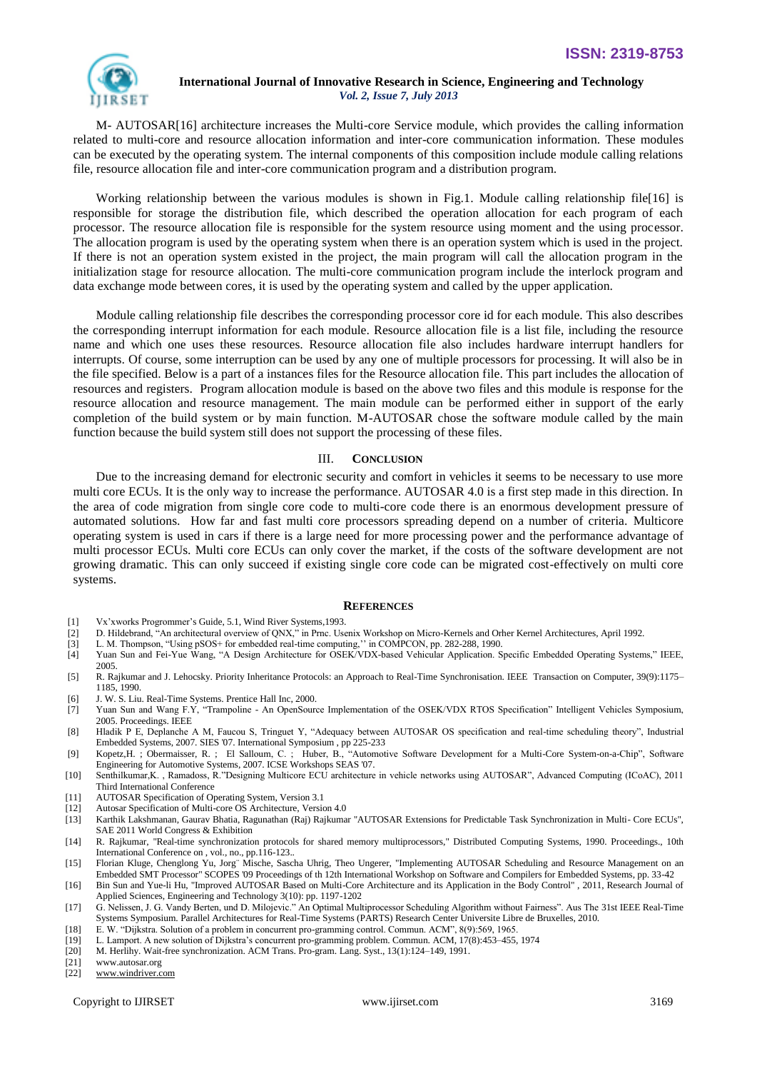M- AUTOSAR[16] architecture increases the Multi-core Service module, which provides the calling information related to multi-core and resource allocation information and inter-core communication information. These modules can be executed by the operating system. The internal components of this composition include module calling relations file, resource allocation file and inter-core communication program and a distribution program.

Working relationship between the various modules is shown in Fig.1. Module calling relationship file[16] is responsible for storage the distribution file, which described the operation allocation for each program of each processor. The resource allocation file is responsible for the system resource using moment and the using processor. The allocation program is used by the operating system when there is an operation system which is used in the project. If there is not an operation system existed in the project, the main program will call the allocation program in the initialization stage for resource allocation. The multi-core communication program include the interlock program and data exchange mode between cores, it is used by the operating system and called by the upper application.

Module calling relationship file describes the corresponding processor core id for each module. This also describes the corresponding interrupt information for each module. Resource allocation file is a list file, including the resource name and which one uses these resources. Resource allocation file also includes hardware interrupt handlers for interrupts. Of course, some interruption can be used by any one of multiple processors for processing. It will also be in the file specified. Below is a part of a instances files for the Resource allocation file. This part includes the allocation of resources and registers. Program allocation module is based on the above two files and this module is response for the resource allocation and resource management. The main module can be performed either in support of the early completion of the build system or by main function. M-AUTOSAR chose the software module called by the main function because the build system still does not support the processing of these files.

## III. CONCLUSION

Due to the increasing demand for electronic security and comfort in vehicles it seems to be necessary to use more multi core ECUs. It is the only way to increase the performance. AUTOSAR 4.0 is a first step made in this direction. In the area of code migration from single core code to multi-core code there is an enormous development pressure of automated solutions. How far and fast multi core processors spreading depend on a number of criteria. Multicore operating system is used in cars if there is a large need for more processing power and the performance advantage of multi processor ECUs. Multi core ECUs can only cover the market, if the costs of the software development are not growing dramatic. This can only succeed if existing single core code can be migrated cost-effectively on multi core systems.

## REFERENCES

[1] Vx'xworks Progrommer's Guide, 5.1, Wind River Systems,1993.

[2] D. Hildebrand, "An architectural overview of QNX," in Prnc. Usenix Workshop on Micro-Kernels and Orher Kernel Architectures, April 1992.

[3] L. M. Thompson, "Using pSOS+ for embedded real-time computing,'' in COMPCON, pp. 282-288, 1990.

[4] Yuan Sun and Fei-Yue Wang, "A Design Architecture for OSEK/VDX-based Vehicular Application. Specific Embedded Operating Systems," IEEE, 2005.

[5] R. Rajkumar and J. Lehocsky. Priority Inheritance Protocols: an Approach to Real-Time Synchronisation. IEEE Transaction on Computer, 39(9):1175–1185, 1990.

[6] J. W. S. Liu. Real-Time Systems. Prentice Hall Inc, 2000.

[7] Yuan Sun and Wang F.Y, "Trampoline - An OpenSource Implementation of the OSEK/VDX RTOS Specification" Intelligent Vehicles Symposium, 2005. Proceedings. IEEE

[8] Hladik P E, Deplanche A M, Faucou S, Tringuet Y, "Adequacy between AUTOSAR OS specification and real-time scheduling theory", Industrial Embedded Systems, 2007. SIES '07. International Symposium , pp 225-233

[9] Kopetz,H. ; Obermaisser, R. ; El Salloum, C. ; Huber, B., "Automotive Software Development for a Multi-Core System-on-a-Chip", Software Engineering for Automotive Systems, 2007. ICSE Workshops SEAS '07.

[10] Senthilkumar,K. , Ramadoss, R."Designing Multicore ECU architecture in vehicle networks using AUTOSAR", Advanced Computing (ICoAC), 2011 Third International Conference

[11] AUTOSAR Specification of Operating System, Version 3.1

[12] Autosar Specification of Multi-core OS Architecture, Version 4.0

[13] Karthik Lakshmanan, Gaurav Bhatia, Ragunathan (Raj) Rajkumar "AUTOSAR Extensions for Predictable Task Synchronization in Multi- Core ECUs", SAE 2011 World Congress & Exhibition

[14] R. Rajkumar, "Real-time synchronization protocols for shared memory multiprocessors," Distributed Computing Systems, 1990. Proceedings., 10th International Conference on , vol., no., pp.116-123..

[15] Florian Kluge, Chenglong Yu, Jorg¨ Mische, Sascha Uhrig, Theo Ungerer, "Implementing AUTOSAR Scheduling and Resource Management on an Embedded SMT Processor" SCOPES '09 Proceedings of th 12th International Workshop on Software and Compilers for Embedded Systems, pp. 33-42

[16] Bin Sun and Yue-li Hu, "Improved AUTOSAR Based on Multi-Core Architecture and its Application in the Body Control" , 2011, Research Journal of Applied Sciences, Engineering and Technology 3(10): pp. 1197-1202

[17] G. Nelissen, J. G. Vandy Berten, und D. Milojevic." An Optimal Multiprocessor Scheduling Algorithm without Fairness". Aus The 31st IEEE Real-Time Systems Symposium. Parallel Architectures for Real-Time Systems (PARTS) Research Center Universite Libre de Bruxelles, 2010.

[18] E. W. "Dijkstra. Solution of a problem in concurrent pro-gramming control. Commun. ACM", 8(9):569, 1965.

[19] L. Lamport. A new solution of Dijkstra's concurrent pro-gramming problem. Commun. ACM, 17(8):453–455, 1974

[20] M. Herlihy. Wait-free synchronization. ACM Trans. Pro-gram. Lang. Syst., 13(1):124–149, 1991.

[21] www.autosar.org

[22] www.windriver.com